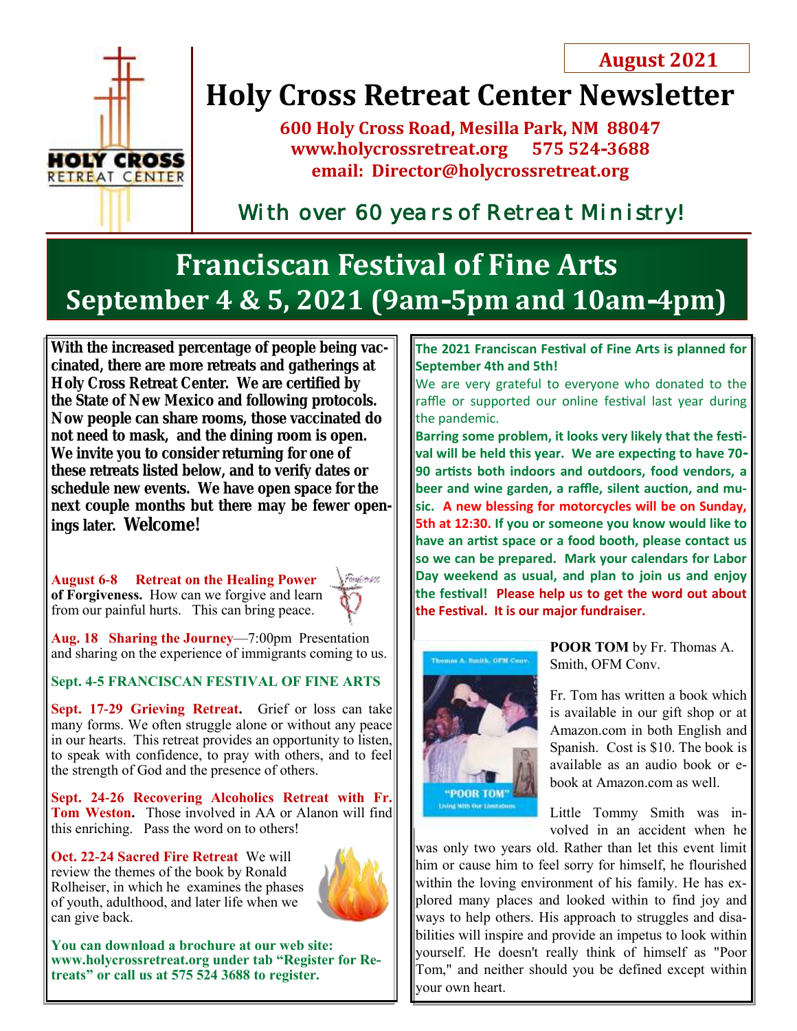August 2021

# Holy Cross Retreat Center Newsletter

**600 Holy Cross Road, Mesilla Park, NM 88047**
**www.holycrossretreat.org 575 524-3688**
**email: Director@holycrossretreat.org**

*With over 60 years of Retreat Ministry!*

## Franciscan Festival of Fine Arts
## September 4 & 5, 2021 (9am-5pm and 10am-4pm)

**With the increased percentage of people being vaccinated, there are more retreats and gatherings at Holy Cross Retreat Center. We are certified by the State of New Mexico and following protocols. Now people can share rooms, those vaccinated do not need to mask, and the dining room is open. We invite you to consider returning for one of these retreats listed below, and to verify dates or schedule new events. We have open space for the next couple months but there may be fewer openings later. Welcome!**

**August 6-8 Retreat on the Healing Power of Forgiveness.** How can we forgive and learn from our painful hurts. This can bring peace.

**Aug. 18 Sharing the Journey**—7:00pm Presentation and sharing on the experience of immigrants coming to us.

**Sept. 4-5 FRANCISCAN FESTIVAL OF FINE ARTS**

**Sept. 17-29 Grieving Retreat.** Grief or loss can take many forms. We often struggle alone or without any peace in our hearts. This retreat provides an opportunity to listen, to speak with confidence, to pray with others, and to feel the strength of God and the presence of others.

**Sept. 24-26 Recovering Alcoholics Retreat with Fr. Tom Weston.** Those involved in AA or Alanon will find this enriching. Pass the word on to others!

**Oct. 22-24 Sacred Fire Retreat** We will review the themes of the book by Ronald Rolheiser, in which he examines the phases of youth, adulthood, and later life when we can give back.

**You can download a brochure at our web site: www.holycrossretreat.org under tab "Register for Retreats" or call us at 575 524 3688 to register.**

**The 2021 Franciscan Festival of Fine Arts is planned for September 4th and 5th!**

We are very grateful to everyone who donated to the raffle or supported our online festival last year during the pandemic.

**Barring some problem, it looks very likely that the festival will be held this year. We are expecting to have 70-90 artists both indoors and outdoors, food vendors, a beer and wine garden, a raffle, silent auction, and music. A new blessing for motorcycles will be on Sunday, 5th at 12:30. If you or someone you know would like to have an artist space or a food booth, please contact us so we can be prepared. Mark your calendars for Labor Day weekend as usual, and plan to join us and enjoy the festival! Please help us to get the word out about the Festival. It is our major fundraiser.**

**POOR TOM** by Fr. Thomas A. Smith, OFM Conv.

Fr. Tom has written a book which is available in our gift shop or at Amazon.com in both English and Spanish. Cost is $10. The book is available as an audio book or e-book at Amazon.com as well.

Little Tommy Smith was involved in an accident when he was only two years old. Rather than let this event limit him or cause him to feel sorry for himself, he flourished within the loving environment of his family. He has explored many places and looked within to find joy and ways to help others. His approach to struggles and disabilities will inspire and provide an impetus to look within yourself. He doesn't really think of himself as "Poor Tom," and neither should you be defined except within your own heart.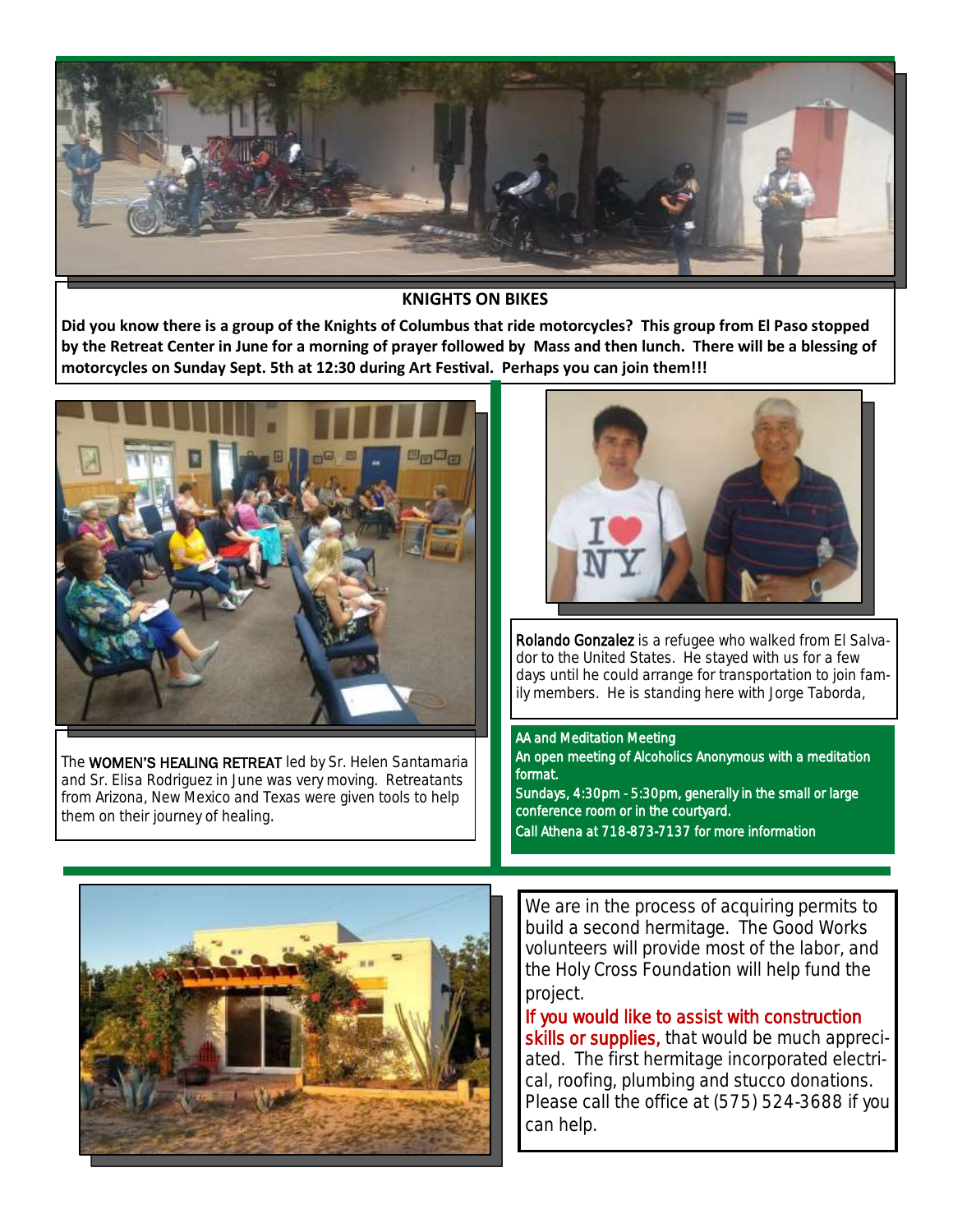**KNIGHTS ON BIKES**

**Did you know there is a group of the Knights of Columbus that ride motorcycles? This group from El Paso stopped by the Retreat Center in June for a morning of prayer followed by Mass and then lunch. There will be a blessing of motorcycles on Sunday Sept. 5th at 12:30 during Art Festival. Perhaps you can join them!!!**

The WOMEN'S HEALING RETREAT led by Sr. Helen Santamaria and Sr. Elisa Rodriguez in June was very moving. Retreatants from Arizona, New Mexico and Texas were given tools to help them on their journey of healing.

Rolando Gonzalez is a refugee who walked from El Salvador to the United States. He stayed with us for a few days until he could arrange for transportation to join family members. He is standing here with Jorge Taborda,

AA and Meditation Meeting
An open meeting of Alcoholics Anonymous with a meditation format.
Sundays, 4:30pm - 5:30pm, generally in the small or large conference room or in the courtyard.
Call Athena at 718-873-7137 for more information

We are in the process of acquiring permits to build a second hermitage. The Good Works volunteers will provide most of the labor, and the Holy Cross Foundation will help fund the project.

If you would like to assist with construction skills or supplies, that would be much appreciated. The first hermitage incorporated electrical, roofing, plumbing and stucco donations. Please call the office at (575) 524-3688 if you can help.